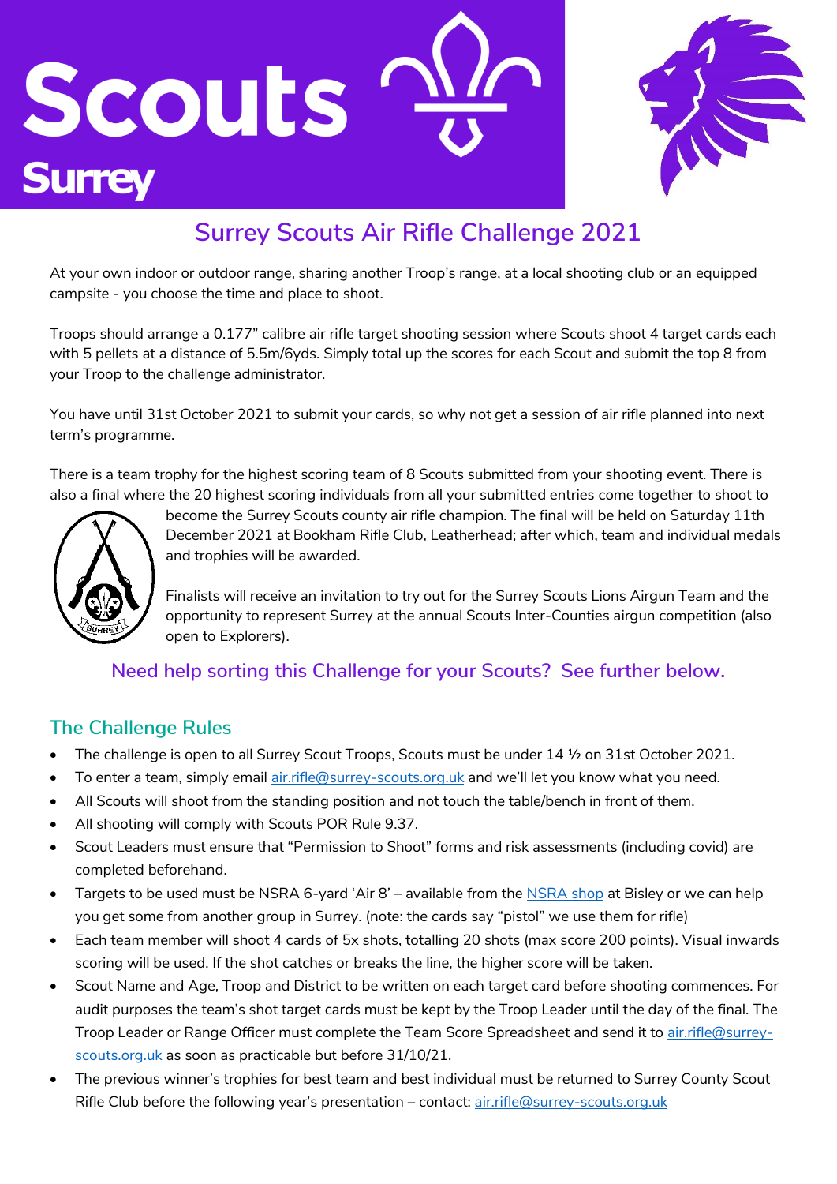Scouts

Surrey

# Surrey Scouts Air Rifle Challenge 2021

At your own indoor or outdoor range, sharing another Troop's range, at a local shooting club or an equipped campsite - you choose the time and place to shoot.

Troops should arrange a 0.177" calibre air rifle target shooting session where Scouts shoot 4 target cards each with 5 pellets at a distance of 5.5m/6yds. Simply total up the scores for each Scout and submit the top 8 from your Troop to the challenge administrator.

You have until 31st October 2021 to submit your cards, so why not get a session of air rifle planned into next term's programme.

There is a team trophy for the highest scoring team of 8 Scouts submitted from your shooting event. There is also a final where the 20 highest scoring individuals from all your submitted entries come together to shoot to become the Surrey Scouts county air rifle champion. The final will be held on Saturday 11th December 2021 at Bookham Rifle Club, Leatherhead; after which, team and individual medals and trophies will be awarded.

Finalists will receive an invitation to try out for the Surrey Scouts Lions Airgun Team and the opportunity to represent Surrey at the annual Scouts Inter-Counties airgun competition (also open to Explorers).

### Need help sorting this Challenge for your Scouts? See further below.

## The Challenge Rules

- The challenge is open to all Surrey Scout Troops, Scouts must be under 14 ½ on 31st October 2021.
- To enter a team, simply email [air.rifle@surrey-scouts.org.uk](mailto:air.rifle@surrey-scouts.org.uk) and we'll let you know what you need.
- All Scouts will shoot from the standing position and not touch the table/bench in front of them.
- All shooting will comply with Scouts POR Rule 9.37.
- Scout Leaders must ensure that "Permission to Shoot" forms and risk assessments (including covid) are completed beforehand.
- Targets to be used must be NSRA 6-yard 'Air 8' – available from the [NSRA shop](#) at Bisley or we can help you get some from another group in Surrey. (note: the cards say "pistol" we use them for rifle)
- Each team member will shoot 4 cards of 5x shots, totalling 20 shots (max score 200 points). Visual inwards scoring will be used. If the shot catches or breaks the line, the higher score will be taken.
- Scout Name and Age, Troop and District to be written on each target card before shooting commences. For audit purposes the team's shot target cards must be kept by the Troop Leader until the day of the final. The Troop Leader or Range Officer must complete the Team Score Spreadsheet and send it to [air.rifle@surrey-scouts.org.uk](mailto:air.rifle@surrey-scouts.org.uk) as soon as practicable but before 31/10/21.
- The previous winner's trophies for best team and best individual must be returned to Surrey County Scout Rifle Club before the following year's presentation – contact: [air.rifle@surrey-scouts.org.uk](mailto:air.rifle@surrey-scouts.org.uk)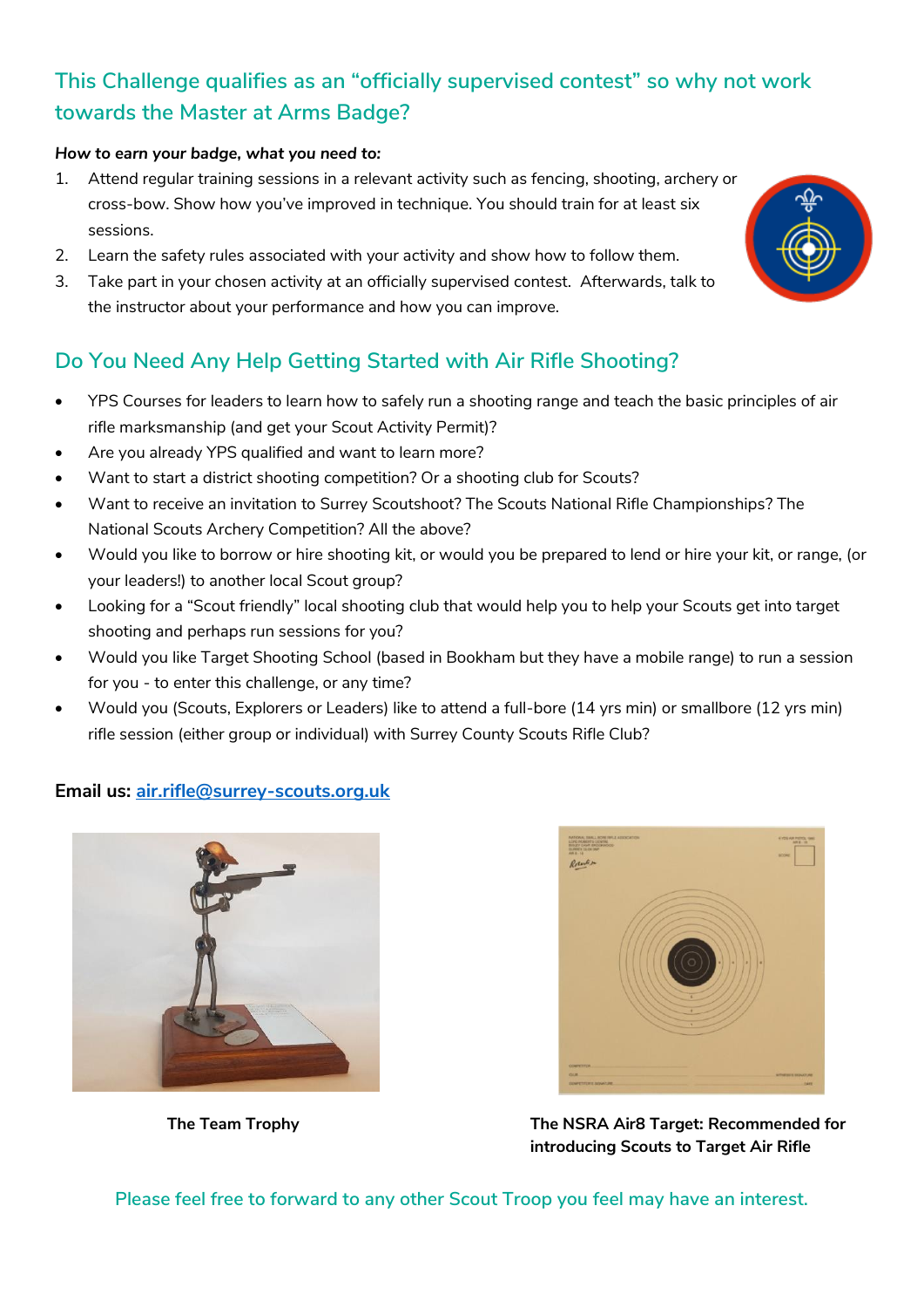## This Challenge qualifies as an "officially supervised contest" so why not work towards the Master at Arms Badge?

***How to earn your badge, what you need to:***

1. Attend regular training sessions in a relevant activity such as fencing, shooting, archery or cross-bow. Show how you've improved in technique. You should train for at least six sessions.
2. Learn the safety rules associated with your activity and show how to follow them.
3. Take part in your chosen activity at an officially supervised contest. Afterwards, talk to the instructor about your performance and how you can improve.

## Do You Need Any Help Getting Started with Air Rifle Shooting?

- YPS Courses for leaders to learn how to safely run a shooting range and teach the basic principles of air rifle marksmanship (and get your Scout Activity Permit)?
- Are you already YPS qualified and want to learn more?
- Want to start a district shooting competition? Or a shooting club for Scouts?
- Want to receive an invitation to Surrey Scoutshoot? The Scouts National Rifle Championships? The National Scouts Archery Competition? All the above?
- Would you like to borrow or hire shooting kit, or would you be prepared to lend or hire your kit, or range, (or your leaders!) to another local Scout group?
- Looking for a "Scout friendly" local shooting club that would help you to help your Scouts get into target shooting and perhaps run sessions for you?
- Would you like Target Shooting School (based in Bookham but they have a mobile range) to run a session for you - to enter this challenge, or any time?
- Would you (Scouts, Explorers or Leaders) like to attend a full-bore (14 yrs min) or smallbore (12 yrs min) rifle session (either group or individual) with Surrey County Scouts Rifle Club?

**Email us: [air.rifle@surrey-scouts.org.uk](mailto:air.rifle@surrey-scouts.org.uk)**

**The Team Trophy**

**The NSRA Air8 Target: Recommended for introducing Scouts to Target Air Rifle**

Please feel free to forward to any other Scout Troop you feel may have an interest.